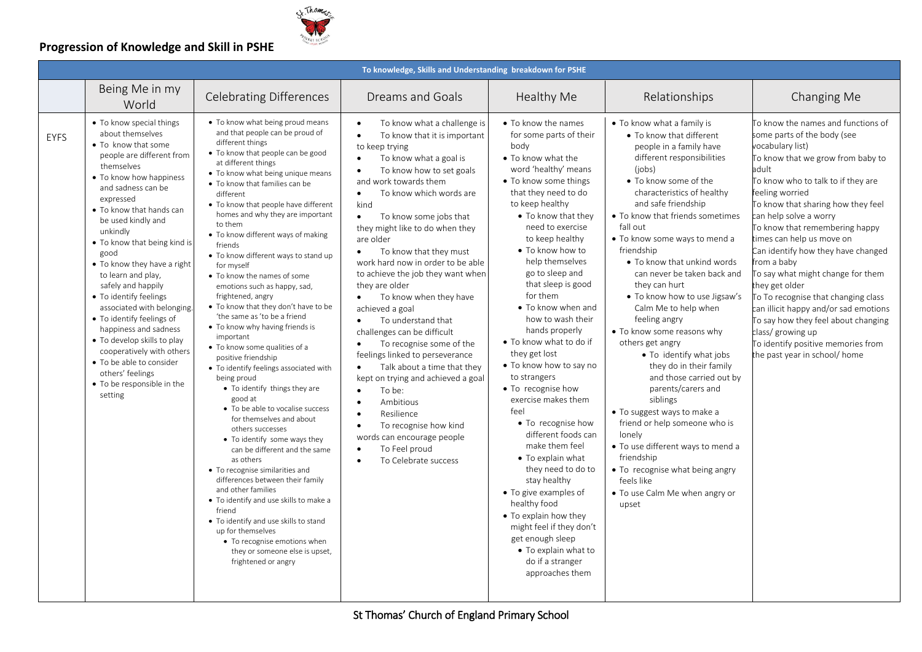## Progression of Knowledge and Skill in PSHE

| To knowledge, Skills and Understanding breakdown for PSHE | | | | | | |
|---|---|---|---|---|---|---|
| | Being Me in my World | Celebrating Differences | Dreams and Goals | Healthy Me | Relationships | Changing Me |
| EYFS | • To know special things about themselves<br>• To know that some people are different from themselves<br>• To know how happiness and sadness can be expressed<br>• To know that hands can be used kindly and unkindly<br>• To know that being kind is good<br>• To know they have a right to learn and play, safely and happily<br>• To identify feelings associated with belonging.<br>• To identify feelings of happiness and sadness<br>• To develop skills to play cooperatively with others<br>• To be able to consider others' feelings<br>• To be responsible in the setting | • To know what being proud means and that people can be proud of different things<br>• To know that people can be good at different things<br>• To know what being unique means<br>• To know that families can be different<br>• To know that people have different homes and why they are important to them<br>• To know different ways of making friends<br>• To know different ways to stand up for myself<br>• To know the names of some emotions such as happy, sad, frightened, angry<br>• To know that they don't have to be 'the same as 'to be a friend<br>• To know why having friends is important<br>• To know some qualities of a positive friendship<br>• To identify feelings associated with being proud<br>• To identify things they are good at<br>• To be able to vocalise success for themselves and about others successes<br>• To identify some ways they can be different and the same as others<br>• To recognise similarities and differences between their family and other families<br>• To identify and use skills to make a friend<br>• To identify and use skills to stand up for themselves<br>• To recognise emotions when they or someone else is upset, frightened or angry | • To know what a challenge is<br>• To know that it is important to keep trying<br>• To know what a goal is<br>• To know how to set goals and work towards them<br>• To know which words are kind<br>• To know some jobs that they might like to do when they are older<br>• To know that they must work hard now in order to be able to achieve the job they want when they are older<br>• To know when they have achieved a goal<br>• To understand that challenges can be difficult<br>• To recognise some of the feelings linked to perseverance<br>• Talk about a time that they kept on trying and achieved a goal<br>• To be:<br>• Ambitious<br>• Resilience<br>• To recognise how kind words can encourage people<br>• To Feel proud<br>• To Celebrate success | • To know the names for some parts of their body<br>• To know what the word 'healthy' means<br>• To know some things that they need to do to keep healthy<br>• To know that they need to exercise to keep healthy<br>• To know how to help themselves go to sleep and that sleep is good for them<br>• To know when and how to wash their hands properly<br>• To know what to do if they get lost<br>• To know how to say no to strangers<br>• To recognise how exercise makes them feel<br>• To recognise how different foods can make them feel<br>• To explain what they need to do to stay healthy<br>• To give examples of healthy food<br>• To explain how they might feel if they don't get enough sleep<br>• To explain what to do if a stranger approaches them | • To know what a family is<br>• To know that different people in a family have different responsibilities (jobs)<br>• To know some of the characteristics of healthy and safe friendship<br>• To know that friends sometimes fall out<br>• To know some ways to mend a friendship<br>• To know that unkind words can never be taken back and they can hurt<br>• To know how to use Jigsaw's Calm Me to help when feeling angry<br>• To know some reasons why others get angry<br>• To identify what jobs they do in their family and those carried out by parents/carers and siblings<br>• To suggest ways to make a friend or help someone who is lonely<br>• To use different ways to mend a friendship<br>• To recognise what being angry feels like<br>• To use Calm Me when angry or upset | To know the names and functions of some parts of the body (see vocabulary list)<br>To know that we grow from baby to adult<br>To know who to talk to if they are feeling worried<br>To know that sharing how they feel can help solve a worry<br>To know that remembering happy times can help us move on<br>Can identify how they have changed from a baby<br>To say what might change for them they get older<br>To To recognise that changing class can illicit happy and/or sad emotions<br>To say how they feel about changing class/ growing up<br>To identify positive memories from the past year in school/ home |

St Thomas' Church of England Primary School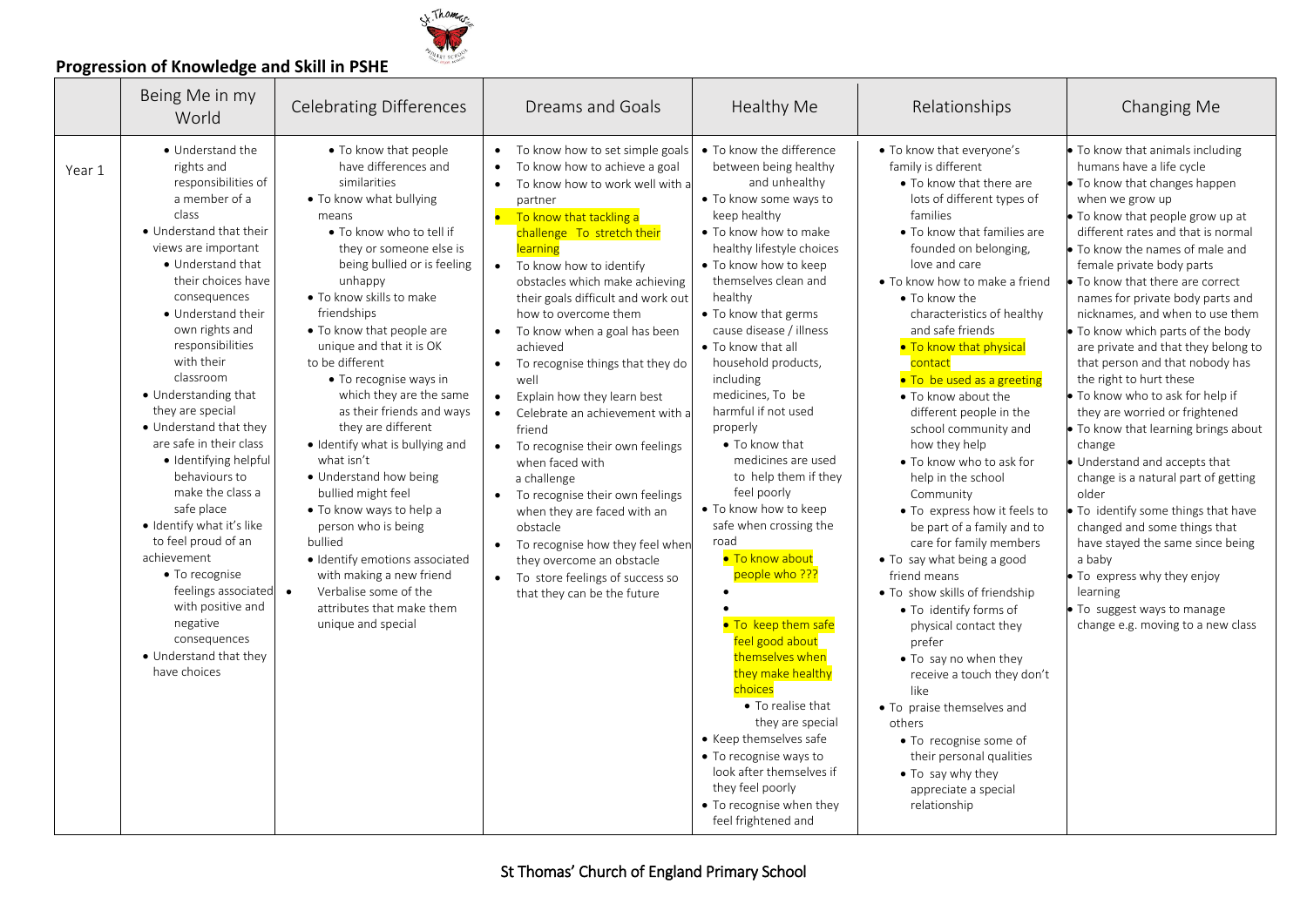## Progression of Knowledge and Skill in PSHE

| | Being Me in my World | Celebrating Differences | Dreams and Goals | Healthy Me | Relationships | Changing Me |
|---|---|---|---|---|---|---|
| Year 1 | • Understand the rights and responsibilities of a member of a class<br>• Understand that their views are important<br>• Understand that their choices have consequences<br>• Understand their own rights and responsibilities with their classroom<br>• Understanding that they are special<br>• Understand that they are safe in their class<br>• Identifying helpful behaviours to make the class a safe place<br>• Identify what it's like to feel proud of an achievement<br>• To recognise feelings associated with positive and negative consequences<br>• Understand that they have choices | • To know that people have differences and similarities<br>• To know what bullying means<br>• To know who to tell if they or someone else is being bullied or is feeling unhappy<br>• To know skills to make friendships<br>• To know that people are unique and that it is OK to be different<br>• To recognise ways in which they are the same as their friends and ways they are different<br>• Identify what is bullying and what isn't<br>• Understand how being bullied might feel<br>• To know ways to help a person who is being bullied<br>• Identify emotions associated with making a new friend<br>• Verbalise some of the attributes that make them unique and special | • To know how to set simple goals<br>• To know how to achieve a goal<br>• To know how to work well with a partner<br>• To know that tackling a challenge To stretch their learning<br>• To know how to identify obstacles which make achieving their goals difficult and work out how to overcome them<br>• To know when a goal has been achieved<br>• To recognise things that they do well<br>• Explain how they learn best<br>• Celebrate an achievement with a friend<br>• To recognise their own feelings when faced with a challenge<br>• To recognise their own feelings when they are faced with an obstacle<br>• To recognise how they feel when they overcome an obstacle<br>• To store feelings of success so that they can be the future | • To know the difference between healthy and unhealthy<br>• To know some ways to keep healthy<br>• To know how to make healthy lifestyle choices<br>• To know how to keep themselves clean and healthy<br>• To know that germs cause disease / illness<br>• To know that all household products, including medicines, To be harmful if not used properly<br>• To know that medicines are used to help them if they feel poorly<br>• To know how to keep safe when crossing the road<br>• To know about people who ???<br>•<br>•<br>• To keep them safe feel good about themselves when they make healthy choices<br>• To realise that they are special<br>• Keep themselves safe<br>• To recognise ways to look after themselves if they feel poorly<br>• To recognise when they feel frightened and | • To know that everyone's family is different<br>• To know that there are lots of different types of families<br>• To know that families are founded on belonging, love and care<br>• To know how to make a friend<br>• To know the characteristics of healthy and safe friends<br>• To know that physical contact<br>• To be used as a greeting<br>• To know about the different people in the school community and how they help<br>• To know who to ask for help in the school Community<br>• To express how it feels to be part of a family and to care for family members<br>• To say what being a good friend means<br>• To show skills of friendship<br>• To identify forms of physical contact they prefer<br>• To say no when they receive a touch they don't like<br>• To praise themselves and others<br>• To recognise some of their personal qualities<br>• To say why they appreciate a special relationship | • To know that animals including humans have a life cycle<br>• To know that changes happen when we grow up<br>• To know that people grow up at different rates and that is normal<br>• To know the names of male and female private body parts<br>• To know that there are correct names for private body parts and nicknames, and when to use them<br>• To know which parts of the body are private and that they belong to that person and that nobody has the right to hurt these<br>• To know who to ask for help if they are worried or frightened<br>• To know that learning brings about change<br>• Understand and accepts that change is a natural part of getting older<br>• To identify some things that have changed and some things that have stayed the same since being a baby<br>• To express why they enjoy learning<br>• To suggest ways to manage change e.g. moving to a new class |

St Thomas' Church of England Primary School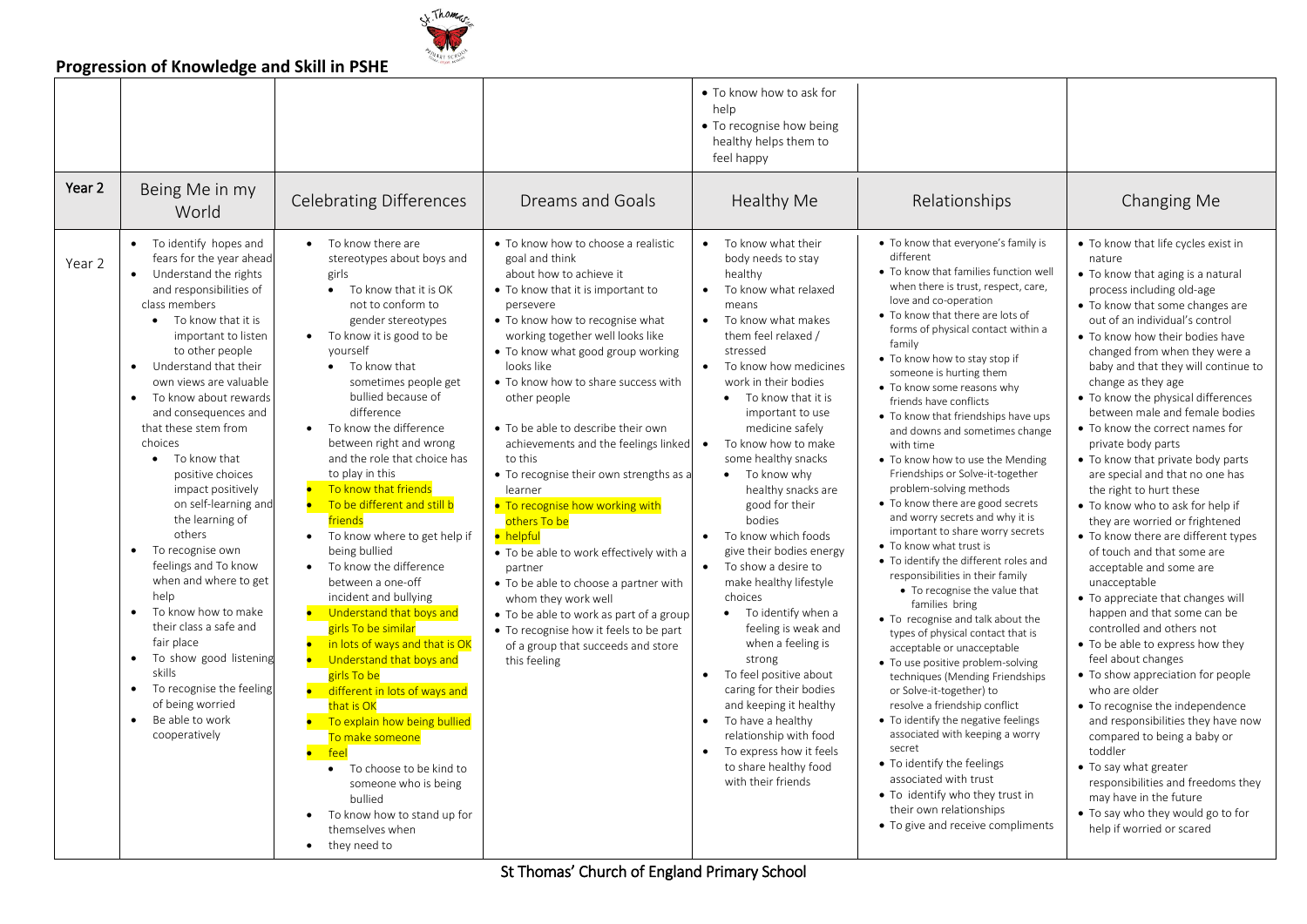## Progression of Knowledge and Skill in PSHE

| | | | | | | |
|---|---|---|---|---|---|---|
| | | | | • To know how to ask for help<br>• To recognise how being healthy helps them to feel happy | | |
| **Year 2** | Being Me in my World | Celebrating Differences | Dreams and Goals | Healthy Me | Relationships | Changing Me |
| Year 2 | • To identify hopes and fears for the year ahead<br>• Understand the rights and responsibilities of class members<br>  • To know that it is important to listen to other people<br>• Understand that their own views are valuable<br>• To know about rewards and consequences and that these stem from choices<br>  • To know that positive choices impact positively on self-learning and the learning of others<br>• To recognise own feelings and To know when and where to get help<br>• To know how to make their class a safe and fair place<br>• To show good listening skills<br>• To recognise the feeling of being worried<br>• Be able to work cooperatively | • To know there are stereotypes about boys and girls<br>  • To know that it is OK not to conform to gender stereotypes<br>• To know it is good to be yourself<br>  • To know that sometimes people get bullied because of difference<br>• To know the difference between right and wrong and the role that choice has to play in this<br>• To know that friends<br>• To be different and still b friends<br>• To know where to get help if being bullied<br>• To know the difference between a one-off incident and bullying<br>• Understand that boys and girls To be similar<br>• in lots of ways and that is OK<br>• Understand that boys and girls To be<br>• different in lots of ways and that is OK<br>• To explain how being bullied To make someone<br>• feel<br>  • To choose to be kind to someone who is being bullied<br>• To know how to stand up for themselves when<br>• they need to | • To know how to choose a realistic goal and think about how to achieve it<br>• To know that it is important to persevere<br>• To know how to recognise what working together well looks like<br>• To know what good group working looks like<br>• To know how to share success with other people<br>• To be able to describe their own achievements and the feelings linked to this<br>• To recognise their own strengths as a learner<br>• To recognise how working with others To be<br>• helpful<br>• To be able to work effectively with a partner<br>• To be able to choose a partner with whom they work well<br>• To be able to work as part of a group<br>• To recognise how it feels to be part of a group that succeeds and store this feeling | • To know what their body needs to stay healthy<br>• To know what relaxed means<br>• To know what makes them feel relaxed / stressed<br>• To know how medicines work in their bodies<br>  • To know that it is important to use medicine safely<br>• To know how to make some healthy snacks<br>  • To know why healthy snacks are good for their bodies<br>• To know which foods give their bodies energy<br>• To show a desire to make healthy lifestyle choices<br>  • To identify when a feeling is weak and when a feeling is strong<br>• To feel positive about caring for their bodies and keeping it healthy<br>• To have a healthy relationship with food<br>• To express how it feels to share healthy food with their friends | • To know that everyone's family is different<br>• To know that families function well when there is trust, respect, care, love and co-operation<br>• To know that there are lots of forms of physical contact within a family<br>• To know how to stay stop if someone is hurting them<br>• To know some reasons why friends have conflicts<br>• To know that friendships have ups and downs and sometimes change with time<br>• To know how to use the Mending Friendships or Solve-it-together problem-solving methods<br>• To know there are good secrets and worry secrets and why it is important to share worry secrets<br>• To know what trust is<br>• To identify the different roles and responsibilities in their family<br>  • To recognise the value that families bring<br>• To recognise and talk about the types of physical contact that is acceptable or unacceptable<br>• To use positive problem-solving techniques (Mending Friendships or Solve-it-together) to resolve a friendship conflict<br>• To identify the negative feelings associated with keeping a worry secret<br>• To identify the feelings associated with trust<br>• To identify who they trust in their own relationships<br>• To give and receive compliments | • To know that life cycles exist in nature<br>• To know that aging is a natural process including old-age<br>• To know that some changes are out of an individual's control<br>• To know how their bodies have changed from when they were a baby and that they will continue to change as they age<br>• To know the physical differences between male and female bodies<br>• To know the correct names for private body parts<br>• To know that private body parts are special and that no one has the right to hurt these<br>• To know who to ask for help if they are worried or frightened<br>• To know there are different types of touch and that some are acceptable and some are unacceptable<br>• To appreciate that changes will happen and that some can be controlled and others not<br>• To be able to express how they feel about changes<br>• To show appreciation for people who are older<br>• To recognise the independence and responsibilities they have now compared to being a baby or toddler<br>• To say what greater responsibilities and freedoms they may have in the future<br>• To say who they would go to for help if worried or scared |

St Thomas' Church of England Primary School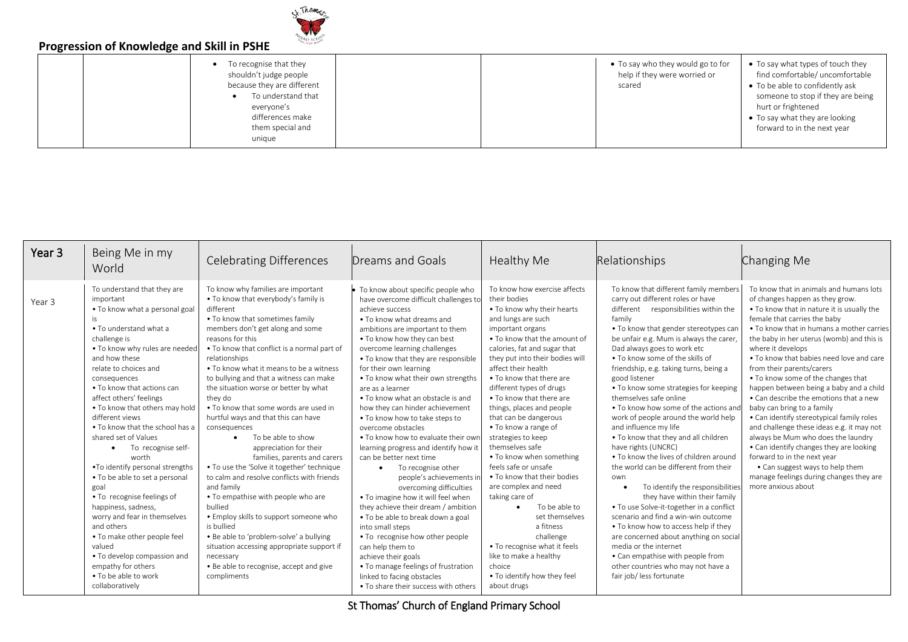## Progression of Knowledge and Skill in PSHE

| | | | | | | |
|---|---|---|---|---|---|---|
| | | • To recognise that they shouldn't judge people because they are different<br>• To understand that everyone's differences make them special and unique | | | • To say who they would go to for help if they were worried or scared | • To say what types of touch they find comfortable/ uncomfortable<br>• To be able to confidently ask someone to stop if they are being hurt or frightened<br>• To say what they are looking forward to in the next year |

| Year 3 | Being Me in my World | Celebrating Differences | Dreams and Goals | Healthy Me | Relationships | Changing Me |
|---|---|---|---|---|---|---|
| Year 3 | To understand that they are important<br>• To know what a personal goal is<br>• To understand what a challenge is<br>• To know why rules are needed and how these relate to choices and consequences<br>• To know that actions can affect others' feelings<br>• To know that others may hold different views<br>• To know that the school has a shared set of Values<br>• To recognise self-worth<br>•To identify personal strengths<br>• To be able to set a personal goal<br>• To recognise feelings of happiness, sadness, worry and fear in themselves and others<br>• To make other people feel valued<br>• To develop compassion and empathy for others<br>• To be able to work collaboratively | To know why families are important<br>• To know that everybody's family is different<br>• To know that sometimes family members don't get along and some reasons for this<br>• To know that conflict is a normal part of relationships<br>• To know what it means to be a witness to bullying and that a witness can make the situation worse or better by what they do<br>• To know that some words are used in hurtful ways and that this can have consequences<br>• To be able to show appreciation for their families, parents and carers<br>• To use the 'Solve it together' technique to calm and resolve conflicts with friends and family<br>• To empathise with people who are bullied<br>• Employ skills to support someone who is bullied<br>• Be able to 'problem-solve' a bullying situation accessing appropriate support if necessary<br>• Be able to recognise, accept and give compliments | • To know about specific people who have overcome difficult challenges to achieve success<br>• To know what dreams and ambitions are important to them<br>• To know how they can best overcome learning challenges<br>• To know that they are responsible for their own learning<br>• To know what their own strengths are as a learner<br>• To know what an obstacle is and how they can hinder achievement<br>• To know how to take steps to overcome obstacles<br>• To know how to evaluate their own learning progress and identify how it can be better next time<br>• To recognise other people's achievements in overcoming difficulties<br>• To imagine how it will feel when they achieve their dream / ambition<br>• To be able to break down a goal into small steps<br>• To recognise how other people can help them to achieve their goals<br>• To manage feelings of frustration linked to facing obstacles<br>• To share their success with others | To know how exercise affects their bodies<br>• To know why their hearts and lungs are such important organs<br>• To know that the amount of calories, fat and sugar that they put into their bodies will affect their health<br>• To know that there are different types of drugs<br>• To know that there are things, places and people that can be dangerous<br>• To know a range of strategies to keep themselves safe<br>• To know when something feels safe or unsafe<br>• To know that their bodies are complex and need taking care of<br>• To be able to set themselves a fitness challenge<br>• To recognise what it feels like to make a healthy choice<br>• To identify how they feel about drugs | To know that different family members carry out different roles or have different responsibilities within the family<br>• To know that gender stereotypes can be unfair e.g. Mum is always the carer, Dad always goes to work etc<br>• To know some of the skills of friendship, e.g. taking turns, being a good listener<br>• To know some strategies for keeping themselves safe online<br>• To know how some of the actions and work of people around the world help and influence my life<br>• To know that they and all children have rights (UNCRC)<br>• To know the lives of children around the world can be different from their own<br>• To identify the responsibilities they have within their family<br>• To use Solve-it-together in a conflict scenario and find a win-win outcome<br>• To know how to access help if they are concerned about anything on social media or the internet<br>• Can empathise with people from other countries who may not have a fair job/ less fortunate | To know that in animals and humans lots of changes happen as they grow.<br>• To know that in nature it is usually the female that carries the baby<br>• To know that in humans a mother carries the baby in her uterus (womb) and this is where it develops<br>• To know that babies need love and care from their parents/carers<br>• To know some of the changes that happen between being a baby and a child<br>• Can describe the emotions that a new baby can bring to a family<br>• Can identify stereotypical family roles and challenge these ideas e.g. it may not always be Mum who does the laundry<br>• Can identify changes they are looking forward to in the next year<br>• Can suggest ways to help them manage feelings during changes they are more anxious about |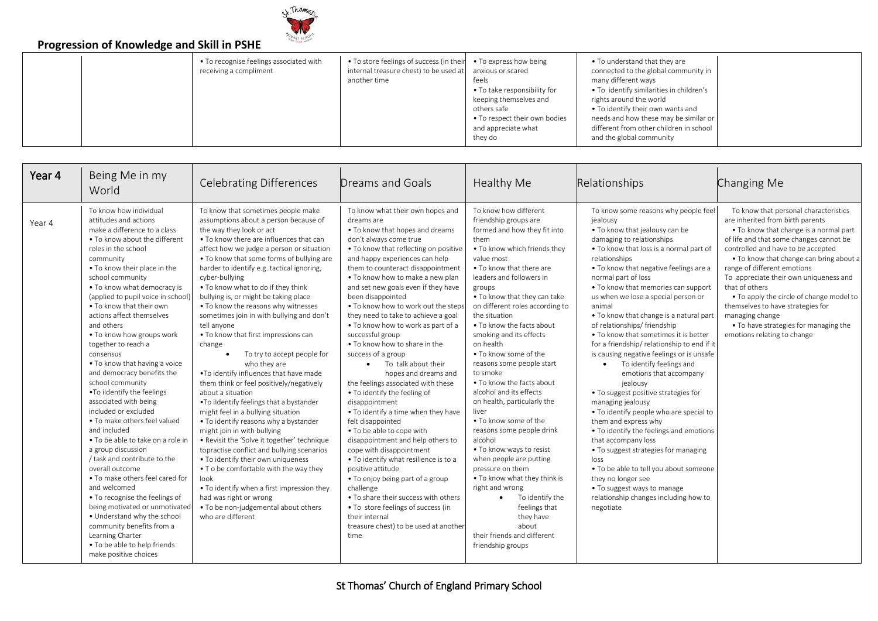## Progression of Knowledge and Skill in PSHE

| | | | | | | |
|---|---|---|---|---|---|---|
| | | • To recognise feelings associated with receiving a compliment | • To store feelings of success (in their internal treasure chest) to be used at another time | • To express how being anxious or scared feels<br>• To take responsibility for keeping themselves and others safe<br>• To respect their own bodies and appreciate what they do | • To understand that they are connected to the global community in many different ways<br>• To identify similarities in children's rights around the world<br>• To identify their own wants and needs and how these may be similar or different from other children in school and the global community | |

| Year 4 | Being Me in my World | Celebrating Differences | Dreams and Goals | Healthy Me | Relationships | Changing Me |
|---|---|---|---|---|---|---|
| Year 4 | To know how individual attitudes and actions make a difference to a class<br>• To know about the different roles in the school community<br>• To know their place in the school community<br>• To know what democracy is (applied to pupil voice in school)<br>• To know that their own actions affect themselves and others<br>• To know how groups work together to reach a consensus<br>• To know that having a voice and democracy benefits the school community<br>•To ildentify the feelings associated with being included or excluded<br>• To make others feel valued and included<br>• To be able to take on a role in a group discussion / task and contribute to the overall outcome<br>• To make others feel cared for and welcomed<br>• To recognise the feelings of being motivated or unmotivated<br>• Understand why the school community benefits from a Learning Charter<br>• To be able to help friends make positive choices | To know that sometimes people make assumptions about a person because of the way they look or act<br>• To know there are influences that can affect how we judge a person or situation<br>• To know that some forms of bullying are harder to identify e.g. tactical ignoring, cyber-bullying<br>• To know what to do if they think bullying is, or might be taking place<br>• To know the reasons why witnesses sometimes join in with bullying and don't tell anyone<br>• To know that first impressions can change<br>• To try to accept people for who they are<br>•To identify influences that have made them think or feel positively/negatively about a situation<br>•To ildentify feelings that a bystander might feel in a bullying situation<br>• To identify reasons why a bystander might join in with bullying<br>• Revisit the 'Solve it together' technique topractise conflict and bullying scenarios<br>• To identify their own uniqueness<br>• T o be comfortable with the way they look<br>• To identify when a first impression they had was right or wrong<br>• To be non-judgemental about others who are different | To know what their own hopes and dreams are<br>• To know that hopes and dreams don't always come true<br>• To know that reflecting on positive and happy experiences can help them to counteract disappointment<br>• To know how to make a new plan and set new goals even if they have been disappointed<br>• To know how to work out the steps they need to take to achieve a goal<br>• To know how to work as part of a successful group<br>• To know how to share in the success of a group<br>• To talk about their hopes and dreams and the feelings associated with these<br>• To identify the feeling of disappointment<br>• To identify a time when they have felt disappointed<br>• To be able to cope with disappointment and help others to cope with disappointment<br>• To identify what resilience is to a positive attitude<br>• To enjoy being part of a group challenge<br>• To share their success with others<br>• To store feelings of success (in their internal treasure chest) to be used at another time | To know how different friendship groups are formed and how they fit into them<br>• To know which friends they value most<br>• To know that there are leaders and followers in groups<br>• To know that they can take on different roles according to the situation<br>• To know the facts about smoking and its effects on health<br>• To know some of the reasons some people start to smoke<br>• To know the facts about alcohol and its effects on health, particularly the liver<br>• To know some of the reasons some people drink alcohol<br>• To know ways to resist when people are putting pressure on them<br>• To know what they think is right and wrong<br>• To identify the feelings that they have about their friends and different friendship groups | To know some reasons why people feel jealousy<br>• To know that jealousy can be damaging to relationships<br>• To know that loss is a normal part of relationships<br>• To know that negative feelings are a normal part of loss<br>• To know that memories can support us when we lose a special person or animal<br>• To know that change is a natural part of relationships/ friendship<br>• To know that sometimes it is better for a friendship/ relationship to end if it is causing negative feelings or is unsafe<br>• To identify feelings and emotions that accompany jealousy<br>• To suggest positive strategies for managing jealousy<br>• To identify people who are special to them and express why<br>• To identify the feelings and emotions that accompany loss<br>• To suggest strategies for managing loss<br>• To be able to tell you about someone they no longer see<br>• To suggest ways to manage relationship changes including how to negotiate | To know that personal characteristics are inherited from birth parents<br>• To know that change is a normal part of life and that some changes cannot be controlled and have to be accepted<br>• To know that change can bring about a range of different emotions<br>To appreciate their own uniqueness and that of others<br>• To apply the circle of change model to themselves to have strategies for managing change<br>• To have strategies for managing the emotions relating to change |

St Thomas' Church of England Primary School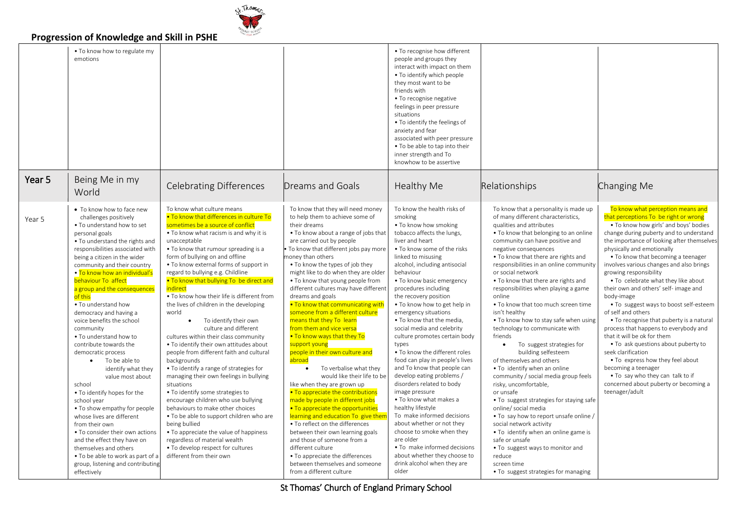## Progression of Knowledge and Skill in PSHE

| | | | | | | |
|---|---|---|---|---|---|---|
| | • To know how to regulate my emotions | | | • To recognise how different people and groups they interact with impact on them<br>• To identify which people they most want to be friends with<br>• To recognise negative feelings in peer pressure situations<br>• To identify the feelings of anxiety and fear associated with peer pressure<br>• To be able to tap into their inner strength and To knowhow to be assertive | | |
| **Year 5** | **Being Me in my World** | **Celebrating Differences** | **Dreams and Goals** | **Healthy Me** | **Relationships** | **Changing Me** |
| Year 5 | • To know how to face new challenges positively<br>• To understand how to set personal goals<br>• To understand the rights and responsibilities associated with being a citizen in the wider community and their country<br>• To know how an individual's behaviour To affect a group and the consequences of this<br>• To understand how democracy and having a voice benefits the school community<br>• To understand how to contribute towards the democratic process<br>• To be able to identify what they value most about school<br>• To identify hopes for the school year<br>• To show empathy for people whose lives are different from their own<br>• To consider their own actions and the effect they have on themselves and others<br>• To be able to work as part of a group, listening and contributing effectively | To know what culture means<br>• To know that differences in culture To sometimes be a source of conflict<br>• To know what racism is and why it is unacceptable<br>• To know that rumour spreading is a form of bullying on and offline<br>• To know external forms of support in regard to bullying e.g. Childline<br>• To know that bullying To be direct and indirect<br>• To know how their life is different from the lives of children in the developing world<br>• To identify their own culture and different cultures within their class community<br>• To identify their own attitudes about people from different faith and cultural backgrounds<br>• To identify a range of strategies for managing their own feelings in bullying situations<br>• To identify some strategies to encourage children who use bullying behaviours to make other choices<br>• To be able to support children who are being bullied<br>• To appreciate the value of happiness regardless of material wealth<br>• To develop respect for cultures different from their own | To know that they will need money to help them to achieve some of their dreams<br>• To know about a range of jobs that are carried out by people<br>• To know that different jobs pay more money than others<br>• To know the types of job they might like to do when they are older<br>• To know that young people from different cultures may have different dreams and goals<br>• To know that communicating with someone from a different culture means that they To learn from them and vice versa<br>• To know ways that they To support young people in their own culture and abroad<br>• To verbalise what they would like their life to be like when they are grown up<br>• To appreciate the contributions made by people in different jobs<br>• To appreciate the opportunities learning and education To give them<br>• To reflect on the differences between their own learning goals and those of someone from a different culture<br>• To appreciate the differences between themselves and someone from a different culture | To know the health risks of smoking<br>• To know how smoking tobacco affects the lungs, liver and heart<br>• To know some of the risks linked to misusing alcohol, including antisocial behaviour<br>• To know basic emergency procedures including the recovery position<br>• To know how to get help in emergency situations<br>• To know that the media, social media and celebrity culture promotes certain body types<br>• To know the different roles food can play in people's lives and To know that people can develop eating problems / disorders related to body image pressure<br>• To know what makes a healthy lifestyle<br>To make informed decisions about whether or not they choose to smoke when they are older<br>• To make informed decisions about whether they choose to drink alcohol when they are older | To know that a personality is made up of many different characteristics, qualities and attributes<br>• To know that belonging to an online community can have positive and negative consequences<br>• To know that there are rights and responsibilities in an online community or social network<br>• To know that there are rights and responsibilities when playing a game online<br>• To know that too much screen time isn't healthy<br>• To know how to stay safe when using technology to communicate with friends<br>• To suggest strategies for building selfesteem of themselves and others<br>• To identify when an online community / social media group feels risky, uncomfortable, or unsafe<br>• To suggest strategies for staying safe online/ social media<br>• To say how to report unsafe online / social network activity<br>• To identify when an online game is safe or unsafe<br>• To suggest ways to monitor and reduce screen time<br>• To suggest strategies for managing | To know what perception means and that perceptions To be right or wrong<br>• To know how girls' and boys' bodies change during puberty and to understand the importance of looking after themselves physically and emotionally<br>• To know that becoming a teenager involves various changes and also brings growing responsibility<br>• To celebrate what they like about their own and others' self- image and body-image<br>• To suggest ways to boost self-esteem of self and others<br>• To recognise that puberty is a natural process that happens to everybody and that it will be ok for them<br>• To ask questions about puberty to seek clarification<br>• To express how they feel about becoming a teenager<br>• To say who they can talk to if concerned about puberty or becoming a teenager/adult |

St Thomas' Church of England Primary School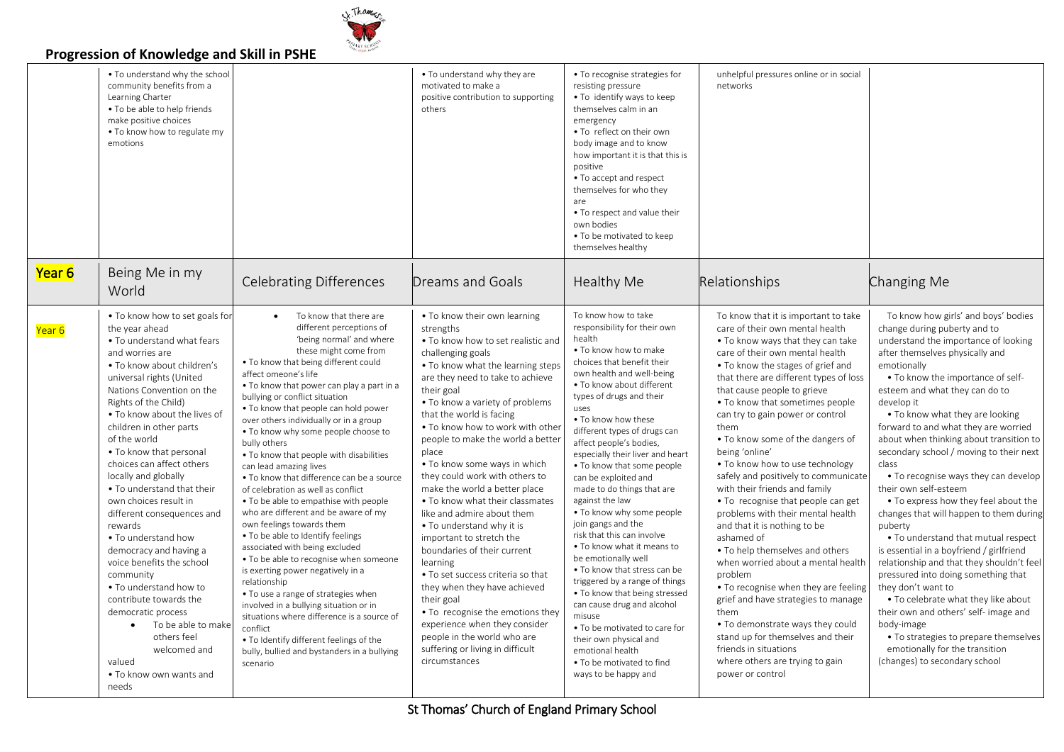## Progression of Knowledge and Skill in PSHE

| | | | | | | |
|---|---|---|---|---|---|---|
| | • To understand why the school community benefits from a Learning Charter<br>• To be able to help friends make positive choices<br>• To know how to regulate my emotions | | • To understand why they are motivated to make a positive contribution to supporting others | • To recognise strategies for resisting pressure<br>• To identify ways to keep themselves calm in an emergency<br>• To reflect on their own body image and to know how important it is that this is positive<br>• To accept and respect themselves for who they are<br>• To respect and value their own bodies<br>• To be motivated to keep themselves healthy | unhelpful pressures online or in social networks | |
| **Year 6** | Being Me in my World | Celebrating Differences | Dreams and Goals | Healthy Me | Relationships | Changing Me |
| Year 6 | • To know how to set goals for the year ahead<br>• To understand what fears and worries are<br>• To know about children's universal rights (United Nations Convention on the Rights of the Child)<br>• To know about the lives of children in other parts of the world<br>• To know that personal choices can affect others locally and globally<br>• To understand that their own choices result in different consequences and rewards<br>• To understand how democracy and having a voice benefits the school community<br>• To understand how to contribute towards the democratic process<br>• To be able to make others feel welcomed and valued<br>• To know own wants and needs | • To know that there are different perceptions of 'being normal' and where these might come from<br>• To know that being different could affect omeone's life<br>• To know that power can play a part in a bullying or conflict situation<br>• To know that people can hold power over others individually or in a group<br>• To know why some people choose to bully others<br>• To know that people with disabilities can lead amazing lives<br>• To know that difference can be a source of celebration as well as conflict<br>• To be able to empathise with people who are different and be aware of my own feelings towards them<br>• To be able to Identify feelings associated with being excluded<br>• To be able to recognise when someone is exerting power negatively in a relationship<br>• To use a range of strategies when involved in a bullying situation or in situations where difference is a source of conflict<br>• To Identify different feelings of the bully, bullied and bystanders in a bullying scenario | • To know their own learning strengths<br>• To know how to set realistic and challenging goals<br>• To know what the learning steps are they need to take to achieve their goal<br>• To know a variety of problems that the world is facing<br>• To know how to work with other people to make the world a better place<br>• To know some ways in which they could work with others to make the world a better place<br>• To know what their classmates like and admire about them<br>• To understand why it is important to stretch the boundaries of their current learning<br>• To set success criteria so that they when they have achieved their goal<br>• To recognise the emotions they experience when they consider people in the world who are suffering or living in difficult circumstances | To know how to take responsibility for their own health<br>• To know how to make choices that benefit their own health and well-being<br>• To know about different types of drugs and their uses<br>• To know how these different types of drugs can affect people's bodies, especially their liver and heart<br>• To know that some people can be exploited and made to do things that are against the law<br>• To know why some people join gangs and the risk that this can involve<br>• To know what it means to be emotionally well<br>• To know that stress can be triggered by a range of things<br>• To know that being stressed can cause drug and alcohol misuse<br>• To be motivated to care for their own physical and emotional health<br>• To be motivated to find ways to be happy and | To know that it is important to take care of their own mental health<br>• To know ways that they can take care of their own mental health<br>• To know the stages of grief and that there are different types of loss that cause people to grieve<br>• To know that sometimes people can try to gain power or control them<br>• To know some of the dangers of being 'online'<br>• To know how to use technology safely and positively to communicate with their friends and family<br>• To recognise that people can get problems with their mental health and that it is nothing to be ashamed of<br>• To help themselves and others when worried about a mental health problem<br>• To recognise when they are feeling grief and have strategies to manage them<br>• To demonstrate ways they could stand up for themselves and their friends in situations where others are trying to gain power or control | To know how girls' and boys' bodies change during puberty and to understand the importance of looking after themselves physically and emotionally<br>• To know the importance of self-esteem and what they can do to develop it<br>• To know what they are looking forward to and what they are worried about when thinking about transition to secondary school / moving to their next class<br>• To recognise ways they can develop their own self-esteem<br>• To express how they feel about the changes that will happen to them during puberty<br>• To understand that mutual respect is essential in a boyfriend / girlfriend relationship and that they shouldn't feel pressured into doing something that they don't want to<br>• To celebrate what they like about their own and others' self- image and body-image<br>• To strategies to prepare themselves emotionally for the transition (changes) to secondary school |

St Thomas' Church of England Primary School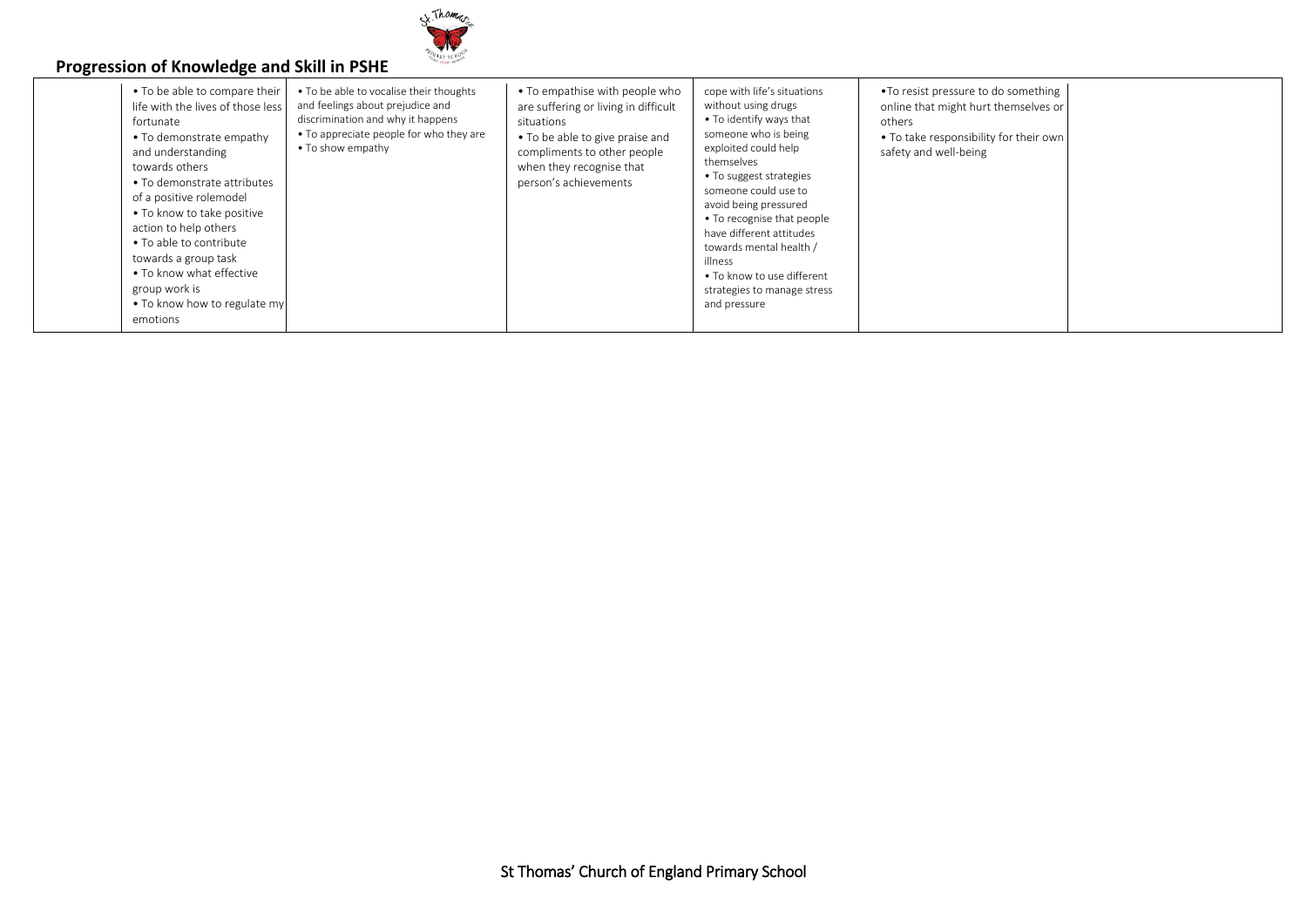## Progression of Knowledge and Skill in PSHE

| | | | | | | |
|---|---|---|---|---|---|---|
| | • To be able to compare their life with the lives of those less fortunate<br>• To demonstrate empathy and understanding towards others<br>• To demonstrate attributes of a positive rolemodel<br>• To know to take positive action to help others<br>• To able to contribute towards a group task<br>• To know what effective group work is<br>• To know how to regulate my emotions | • To be able to vocalise their thoughts and feelings about prejudice and discrimination and why it happens<br>• To appreciate people for who they are<br>• To show empathy | • To empathise with people who are suffering or living in difficult situations<br>• To be able to give praise and compliments to other people when they recognise that person's achievements | cope with life's situations without using drugs<br>• To identify ways that someone who is being exploited could help themselves<br>• To suggest strategies someone could use to avoid being pressured<br>• To recognise that people have different attitudes towards mental health / illness<br>• To know to use different strategies to manage stress and pressure | •To resist pressure to do something online that might hurt themselves or others<br>• To take responsibility for their own safety and well-being | |

St Thomas' Church of England Primary School